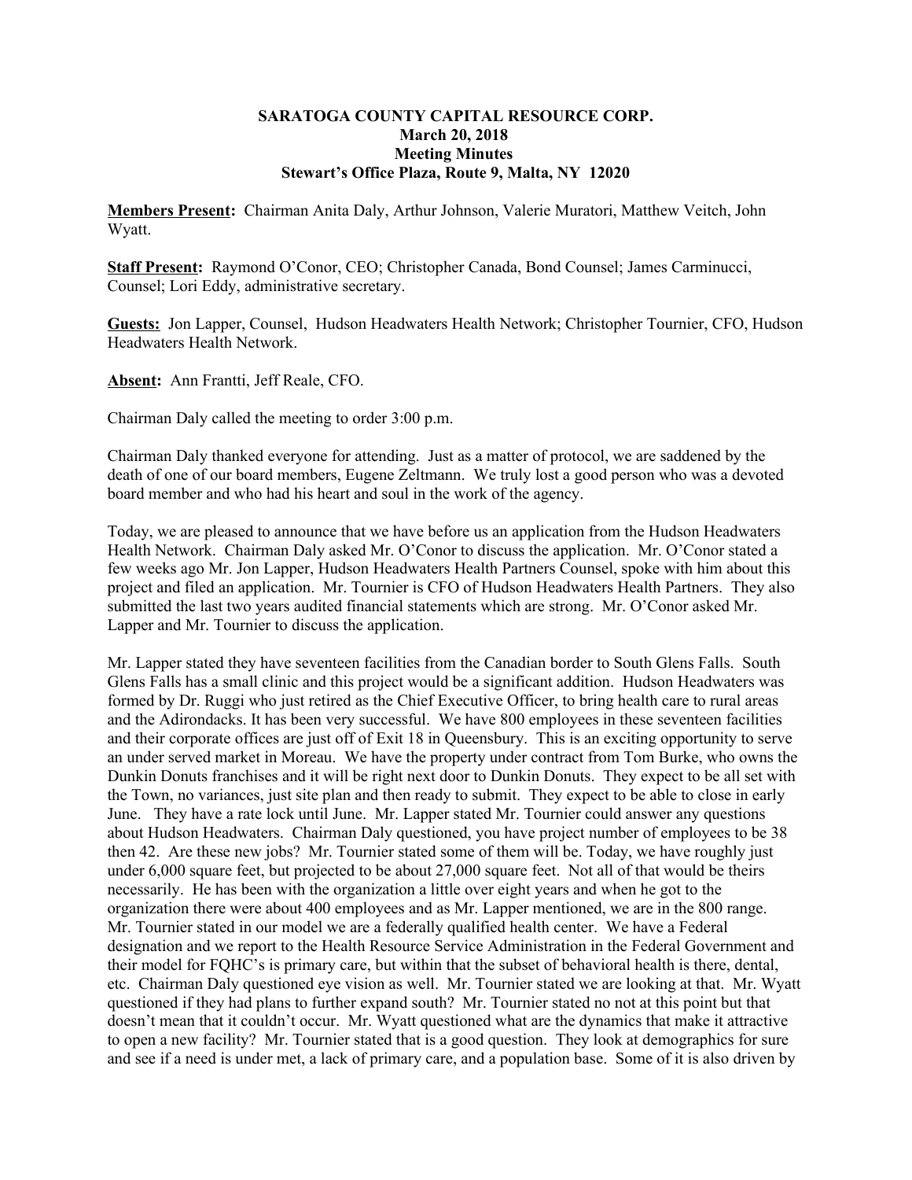**SARATOGA COUNTY CAPITAL RESOURCE CORP.**
**March 20, 2018**
**Meeting Minutes**
**Stewart's Office Plaza, Route 9, Malta, NY 12020**

**Members Present:** Chairman Anita Daly, Arthur Johnson, Valerie Muratori, Matthew Veitch, John Wyatt.

**Staff Present:** Raymond O'Conor, CEO; Christopher Canada, Bond Counsel; James Carminucci, Counsel; Lori Eddy, administrative secretary.

**Guests:** Jon Lapper, Counsel, Hudson Headwaters Health Network; Christopher Tournier, CFO, Hudson Headwaters Health Network.

**Absent:** Ann Frantti, Jeff Reale, CFO.

Chairman Daly called the meeting to order 3:00 p.m.

Chairman Daly thanked everyone for attending. Just as a matter of protocol, we are saddened by the death of one of our board members, Eugene Zeltmann. We truly lost a good person who was a devoted board member and who had his heart and soul in the work of the agency.

Today, we are pleased to announce that we have before us an application from the Hudson Headwaters Health Network. Chairman Daly asked Mr. O'Conor to discuss the application. Mr. O'Conor stated a few weeks ago Mr. Jon Lapper, Hudson Headwaters Health Partners Counsel, spoke with him about this project and filed an application. Mr. Tournier is CFO of Hudson Headwaters Health Partners. They also submitted the last two years audited financial statements which are strong. Mr. O'Conor asked Mr. Lapper and Mr. Tournier to discuss the application.

Mr. Lapper stated they have seventeen facilities from the Canadian border to South Glens Falls. South Glens Falls has a small clinic and this project would be a significant addition. Hudson Headwaters was formed by Dr. Ruggi who just retired as the Chief Executive Officer, to bring health care to rural areas and the Adirondacks. It has been very successful. We have 800 employees in these seventeen facilities and their corporate offices are just off of Exit 18 in Queensbury. This is an exciting opportunity to serve an under served market in Moreau. We have the property under contract from Tom Burke, who owns the Dunkin Donuts franchises and it will be right next door to Dunkin Donuts. They expect to be all set with the Town, no variances, just site plan and then ready to submit. They expect to be able to close in early June. They have a rate lock until June. Mr. Lapper stated Mr. Tournier could answer any questions about Hudson Headwaters. Chairman Daly questioned, you have project number of employees to be 38 then 42. Are these new jobs? Mr. Tournier stated some of them will be. Today, we have roughly just under 6,000 square feet, but projected to be about 27,000 square feet. Not all of that would be theirs necessarily. He has been with the organization a little over eight years and when he got to the organization there were about 400 employees and as Mr. Lapper mentioned, we are in the 800 range. Mr. Tournier stated in our model we are a federally qualified health center. We have a Federal designation and we report to the Health Resource Service Administration in the Federal Government and their model for FQHC's is primary care, but within that the subset of behavioral health is there, dental, etc. Chairman Daly questioned eye vision as well. Mr. Tournier stated we are looking at that. Mr. Wyatt questioned if they had plans to further expand south? Mr. Tournier stated no not at this point but that doesn't mean that it couldn't occur. Mr. Wyatt questioned what are the dynamics that make it attractive to open a new facility? Mr. Tournier stated that is a good question. They look at demographics for sure and see if a need is under met, a lack of primary care, and a population base. Some of it is also driven by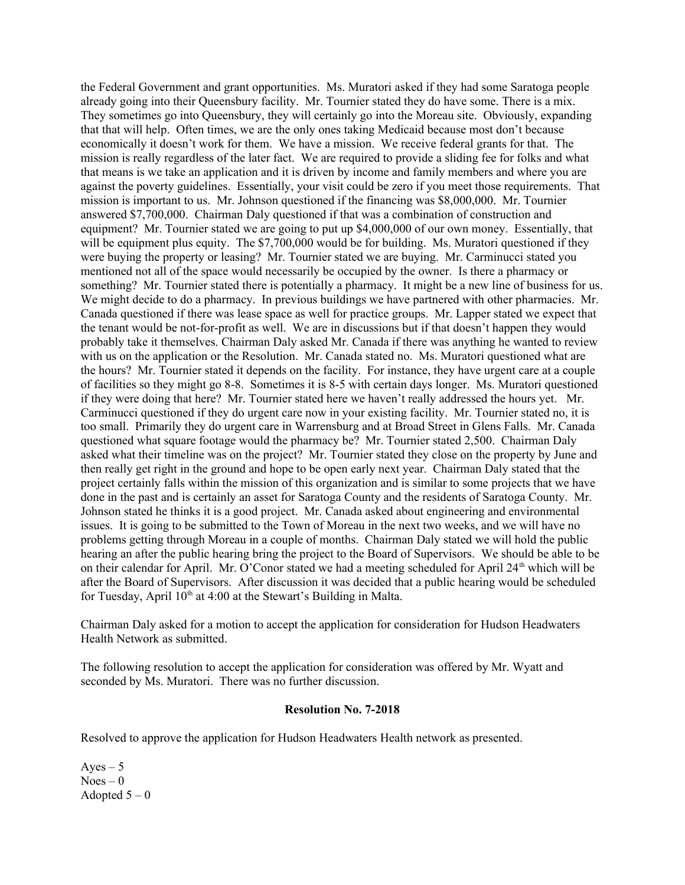the Federal Government and grant opportunities. Ms. Muratori asked if they had some Saratoga people already going into their Queensbury facility. Mr. Tournier stated they do have some. There is a mix. They sometimes go into Queensbury, they will certainly go into the Moreau site. Obviously, expanding that that will help. Often times, we are the only ones taking Medicaid because most don't because economically it doesn't work for them. We have a mission. We receive federal grants for that. The mission is really regardless of the later fact. We are required to provide a sliding fee for folks and what that means is we take an application and it is driven by income and family members and where you are against the poverty guidelines. Essentially, your visit could be zero if you meet those requirements. That mission is important to us. Mr. Johnson questioned if the financing was $8,000,000. Mr. Tournier answered $7,700,000. Chairman Daly questioned if that was a combination of construction and equipment? Mr. Tournier stated we are going to put up $4,000,000 of our own money. Essentially, that will be equipment plus equity. The $7,700,000 would be for building. Ms. Muratori questioned if they were buying the property or leasing? Mr. Tournier stated we are buying. Mr. Carminucci stated you mentioned not all of the space would necessarily be occupied by the owner. Is there a pharmacy or something? Mr. Tournier stated there is potentially a pharmacy. It might be a new line of business for us. We might decide to do a pharmacy. In previous buildings we have partnered with other pharmacies. Mr. Canada questioned if there was lease space as well for practice groups. Mr. Lapper stated we expect that the tenant would be not-for-profit as well. We are in discussions but if that doesn't happen they would probably take it themselves. Chairman Daly asked Mr. Canada if there was anything he wanted to review with us on the application or the Resolution. Mr. Canada stated no. Ms. Muratori questioned what are the hours? Mr. Tournier stated it depends on the facility. For instance, they have urgent care at a couple of facilities so they might go 8-8. Sometimes it is 8-5 with certain days longer. Ms. Muratori questioned if they were doing that here? Mr. Tournier stated here we haven't really addressed the hours yet. Mr. Carminucci questioned if they do urgent care now in your existing facility. Mr. Tournier stated no, it is too small. Primarily they do urgent care in Warrensburg and at Broad Street in Glens Falls. Mr. Canada questioned what square footage would the pharmacy be? Mr. Tournier stated 2,500. Chairman Daly asked what their timeline was on the project? Mr. Tournier stated they close on the property by June and then really get right in the ground and hope to be open early next year. Chairman Daly stated that the project certainly falls within the mission of this organization and is similar to some projects that we have done in the past and is certainly an asset for Saratoga County and the residents of Saratoga County. Mr. Johnson stated he thinks it is a good project. Mr. Canada asked about engineering and environmental issues. It is going to be submitted to the Town of Moreau in the next two weeks, and we will have no problems getting through Moreau in a couple of months. Chairman Daly stated we will hold the public hearing an after the public hearing bring the project to the Board of Supervisors. We should be able to be on their calendar for April. Mr. O'Conor stated we had a meeting scheduled for April 24th which will be after the Board of Supervisors. After discussion it was decided that a public hearing would be scheduled for Tuesday, April 10th at 4:00 at the Stewart's Building in Malta.

Chairman Daly asked for a motion to accept the application for consideration for Hudson Headwaters Health Network as submitted.

The following resolution to accept the application for consideration was offered by Mr. Wyatt and seconded by Ms. Muratori. There was no further discussion.

**Resolution No. 7-2018**

Resolved to approve the application for Hudson Headwaters Health network as presented.

Ayes – 5  
Noes – 0  
Adopted 5 – 0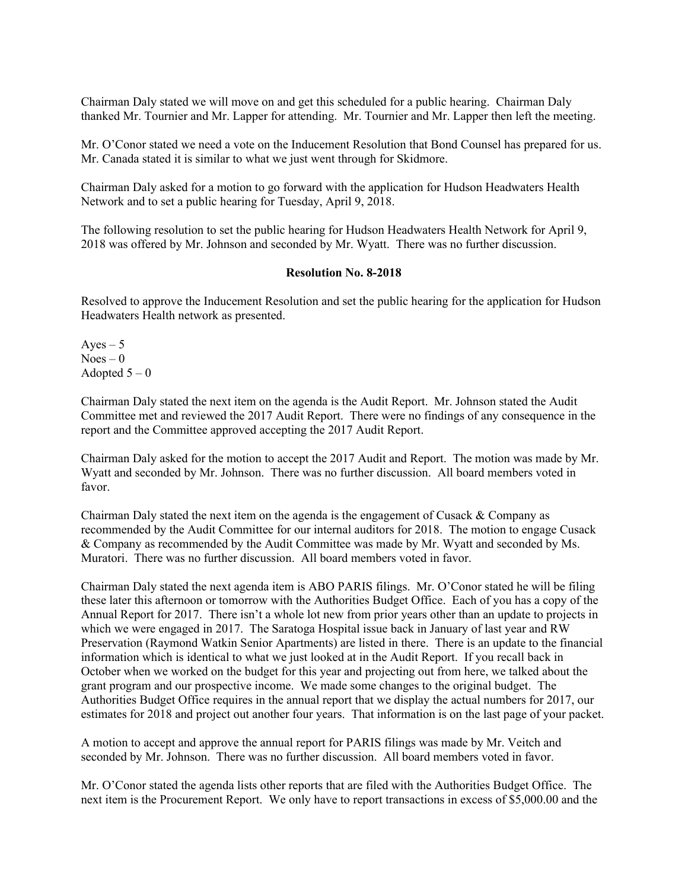Chairman Daly stated we will move on and get this scheduled for a public hearing. Chairman Daly thanked Mr. Tournier and Mr. Lapper for attending. Mr. Tournier and Mr. Lapper then left the meeting.

Mr. O'Conor stated we need a vote on the Inducement Resolution that Bond Counsel has prepared for us. Mr. Canada stated it is similar to what we just went through for Skidmore.

Chairman Daly asked for a motion to go forward with the application for Hudson Headwaters Health Network and to set a public hearing for Tuesday, April 9, 2018.

The following resolution to set the public hearing for Hudson Headwaters Health Network for April 9, 2018 was offered by Mr. Johnson and seconded by Mr. Wyatt. There was no further discussion.

**Resolution No. 8-2018**

Resolved to approve the Inducement Resolution and set the public hearing for the application for Hudson Headwaters Health network as presented.

Ayes – 5  
Noes – 0  
Adopted 5 – 0

Chairman Daly stated the next item on the agenda is the Audit Report. Mr. Johnson stated the Audit Committee met and reviewed the 2017 Audit Report. There were no findings of any consequence in the report and the Committee approved accepting the 2017 Audit Report.

Chairman Daly asked for the motion to accept the 2017 Audit and Report. The motion was made by Mr. Wyatt and seconded by Mr. Johnson. There was no further discussion. All board members voted in favor.

Chairman Daly stated the next item on the agenda is the engagement of Cusack & Company as recommended by the Audit Committee for our internal auditors for 2018. The motion to engage Cusack & Company as recommended by the Audit Committee was made by Mr. Wyatt and seconded by Ms. Muratori. There was no further discussion. All board members voted in favor.

Chairman Daly stated the next agenda item is ABO PARIS filings. Mr. O'Conor stated he will be filing these later this afternoon or tomorrow with the Authorities Budget Office. Each of you has a copy of the Annual Report for 2017. There isn't a whole lot new from prior years other than an update to projects in which we were engaged in 2017. The Saratoga Hospital issue back in January of last year and RW Preservation (Raymond Watkin Senior Apartments) are listed in there. There is an update to the financial information which is identical to what we just looked at in the Audit Report. If you recall back in October when we worked on the budget for this year and projecting out from here, we talked about the grant program and our prospective income. We made some changes to the original budget. The Authorities Budget Office requires in the annual report that we display the actual numbers for 2017, our estimates for 2018 and project out another four years. That information is on the last page of your packet.

A motion to accept and approve the annual report for PARIS filings was made by Mr. Veitch and seconded by Mr. Johnson. There was no further discussion. All board members voted in favor.

Mr. O'Conor stated the agenda lists other reports that are filed with the Authorities Budget Office. The next item is the Procurement Report. We only have to report transactions in excess of $5,000.00 and the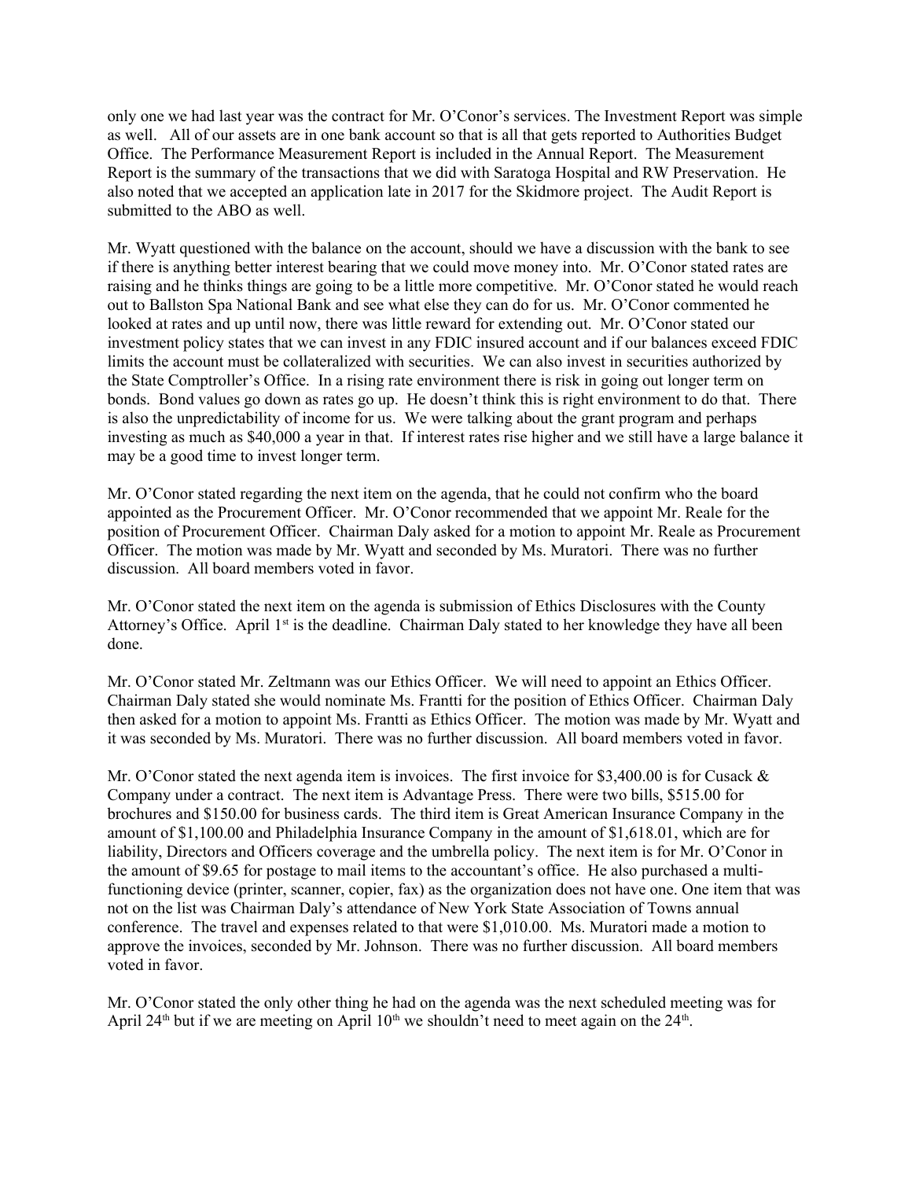only one we had last year was the contract for Mr. O'Conor's services. The Investment Report was simple as well. All of our assets are in one bank account so that is all that gets reported to Authorities Budget Office. The Performance Measurement Report is included in the Annual Report. The Measurement Report is the summary of the transactions that we did with Saratoga Hospital and RW Preservation. He also noted that we accepted an application late in 2017 for the Skidmore project. The Audit Report is submitted to the ABO as well.

Mr. Wyatt questioned with the balance on the account, should we have a discussion with the bank to see if there is anything better interest bearing that we could move money into. Mr. O'Conor stated rates are raising and he thinks things are going to be a little more competitive. Mr. O'Conor stated he would reach out to Ballston Spa National Bank and see what else they can do for us. Mr. O'Conor commented he looked at rates and up until now, there was little reward for extending out. Mr. O'Conor stated our investment policy states that we can invest in any FDIC insured account and if our balances exceed FDIC limits the account must be collateralized with securities. We can also invest in securities authorized by the State Comptroller's Office. In a rising rate environment there is risk in going out longer term on bonds. Bond values go down as rates go up. He doesn't think this is right environment to do that. There is also the unpredictability of income for us. We were talking about the grant program and perhaps investing as much as $40,000 a year in that. If interest rates rise higher and we still have a large balance it may be a good time to invest longer term.

Mr. O'Conor stated regarding the next item on the agenda, that he could not confirm who the board appointed as the Procurement Officer. Mr. O'Conor recommended that we appoint Mr. Reale for the position of Procurement Officer. Chairman Daly asked for a motion to appoint Mr. Reale as Procurement Officer. The motion was made by Mr. Wyatt and seconded by Ms. Muratori. There was no further discussion. All board members voted in favor.

Mr. O'Conor stated the next item on the agenda is submission of Ethics Disclosures with the County Attorney's Office. April 1st is the deadline. Chairman Daly stated to her knowledge they have all been done.

Mr. O'Conor stated Mr. Zeltmann was our Ethics Officer. We will need to appoint an Ethics Officer. Chairman Daly stated she would nominate Ms. Frantti for the position of Ethics Officer. Chairman Daly then asked for a motion to appoint Ms. Frantti as Ethics Officer. The motion was made by Mr. Wyatt and it was seconded by Ms. Muratori. There was no further discussion. All board members voted in favor.

Mr. O'Conor stated the next agenda item is invoices. The first invoice for $3,400.00 is for Cusack & Company under a contract. The next item is Advantage Press. There were two bills, $515.00 for brochures and $150.00 for business cards. The third item is Great American Insurance Company in the amount of $1,100.00 and Philadelphia Insurance Company in the amount of $1,618.01, which are for liability, Directors and Officers coverage and the umbrella policy. The next item is for Mr. O'Conor in the amount of $9.65 for postage to mail items to the accountant's office. He also purchased a multi-functioning device (printer, scanner, copier, fax) as the organization does not have one. One item that was not on the list was Chairman Daly's attendance of New York State Association of Towns annual conference. The travel and expenses related to that were $1,010.00. Ms. Muratori made a motion to approve the invoices, seconded by Mr. Johnson. There was no further discussion. All board members voted in favor.

Mr. O'Conor stated the only other thing he had on the agenda was the next scheduled meeting was for April 24th but if we are meeting on April 10th we shouldn't need to meet again on the 24th.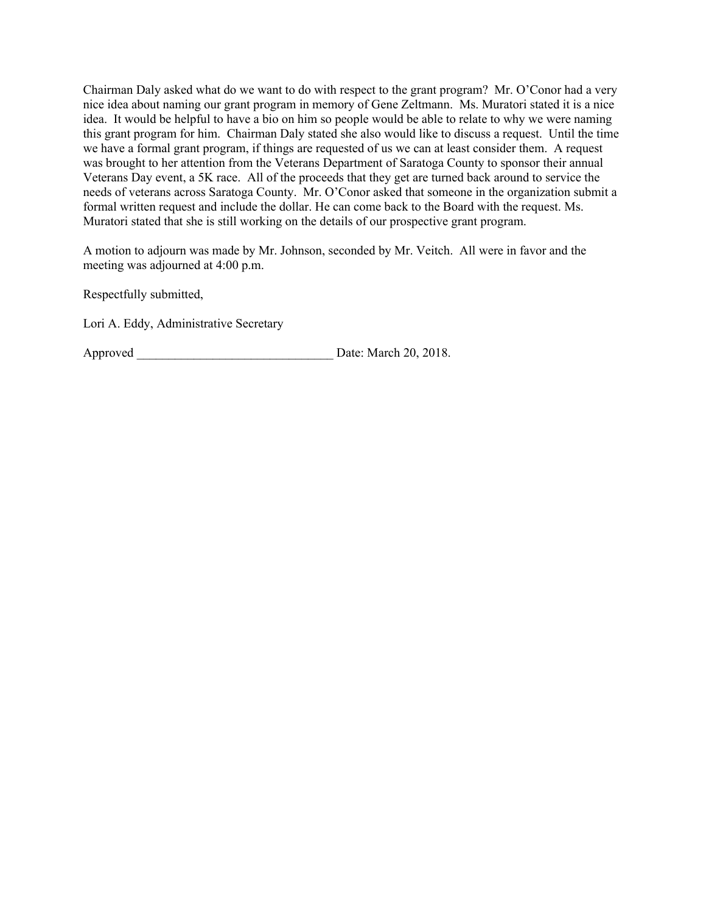Chairman Daly asked what do we want to do with respect to the grant program? Mr. O'Conor had a very nice idea about naming our grant program in memory of Gene Zeltmann. Ms. Muratori stated it is a nice idea. It would be helpful to have a bio on him so people would be able to relate to why we were naming this grant program for him. Chairman Daly stated she also would like to discuss a request. Until the time we have a formal grant program, if things are requested of us we can at least consider them. A request was brought to her attention from the Veterans Department of Saratoga County to sponsor their annual Veterans Day event, a 5K race. All of the proceeds that they get are turned back around to service the needs of veterans across Saratoga County. Mr. O'Conor asked that someone in the organization submit a formal written request and include the dollar. He can come back to the Board with the request. Ms. Muratori stated that she is still working on the details of our prospective grant program.

A motion to adjourn was made by Mr. Johnson, seconded by Mr. Veitch. All were in favor and the meeting was adjourned at 4:00 p.m.

Respectfully submitted,

Lori A. Eddy, Administrative Secretary

Approved _______________________________ Date: March 20, 2018.